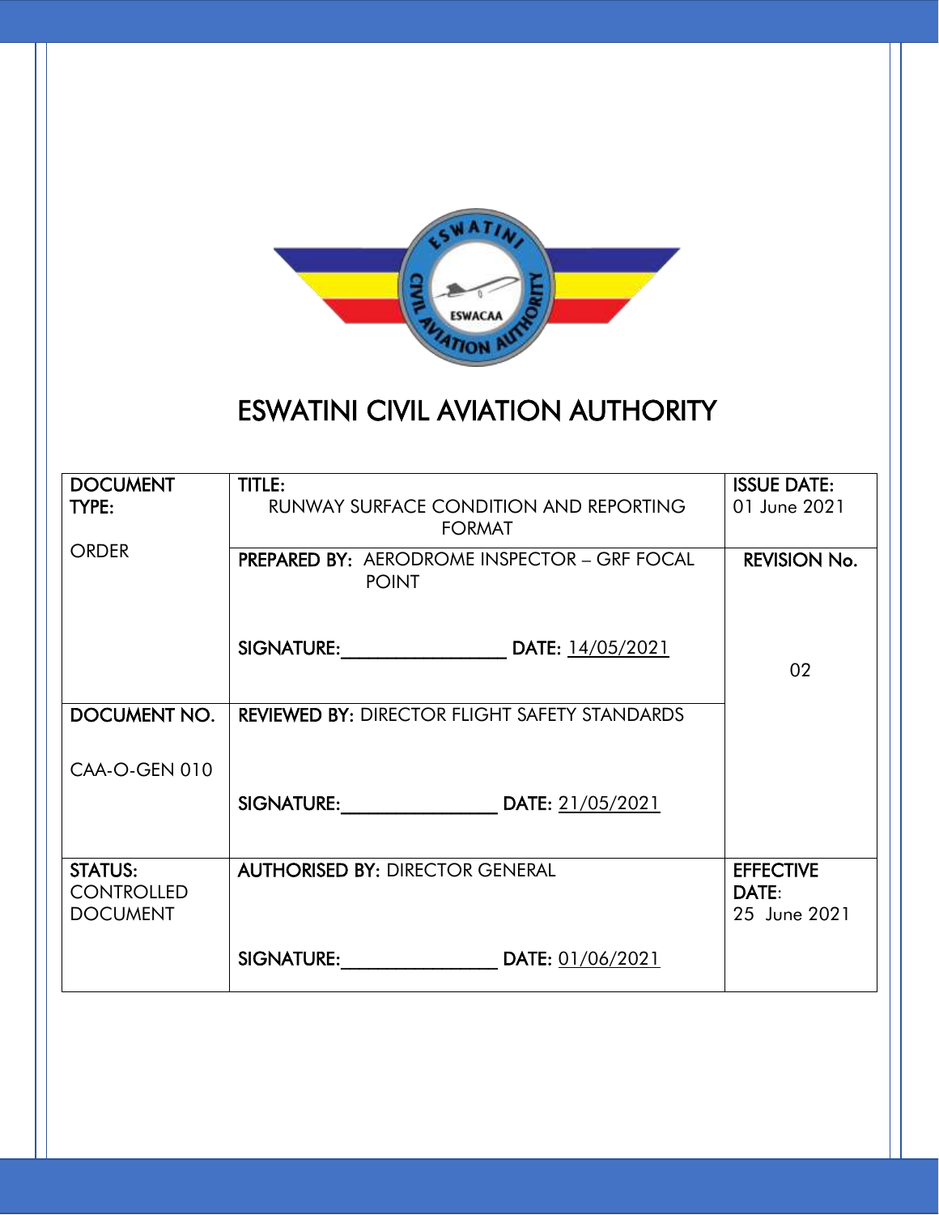# ESWATINI CIVIL AVIATION AUTHORITY

| DOCUMENT TYPE: ORDER | TITLE: RUNWAY SURFACE CONDITION AND REPORTING FORMAT | ISSUE DATE: 01 June 2021 |
|---|---|---|
| | PREPARED BY: AERODROME INSPECTOR – GRF FOCAL POINT<br><br>SIGNATURE:_______________ DATE: 14/05/2021 | REVISION No.<br><br>02 |
| DOCUMENT NO.<br><br>CAA-O-GEN 010 | REVIEWED BY: DIRECTOR FLIGHT SAFETY STANDARDS<br><br>SIGNATURE:_______________ DATE: 21/05/2021 | |
| STATUS: CONTROLLED DOCUMENT | AUTHORISED BY: DIRECTOR GENERAL<br><br>SIGNATURE:_______________ DATE: 01/06/2021 | EFFECTIVE DATE: 25 June 2021 |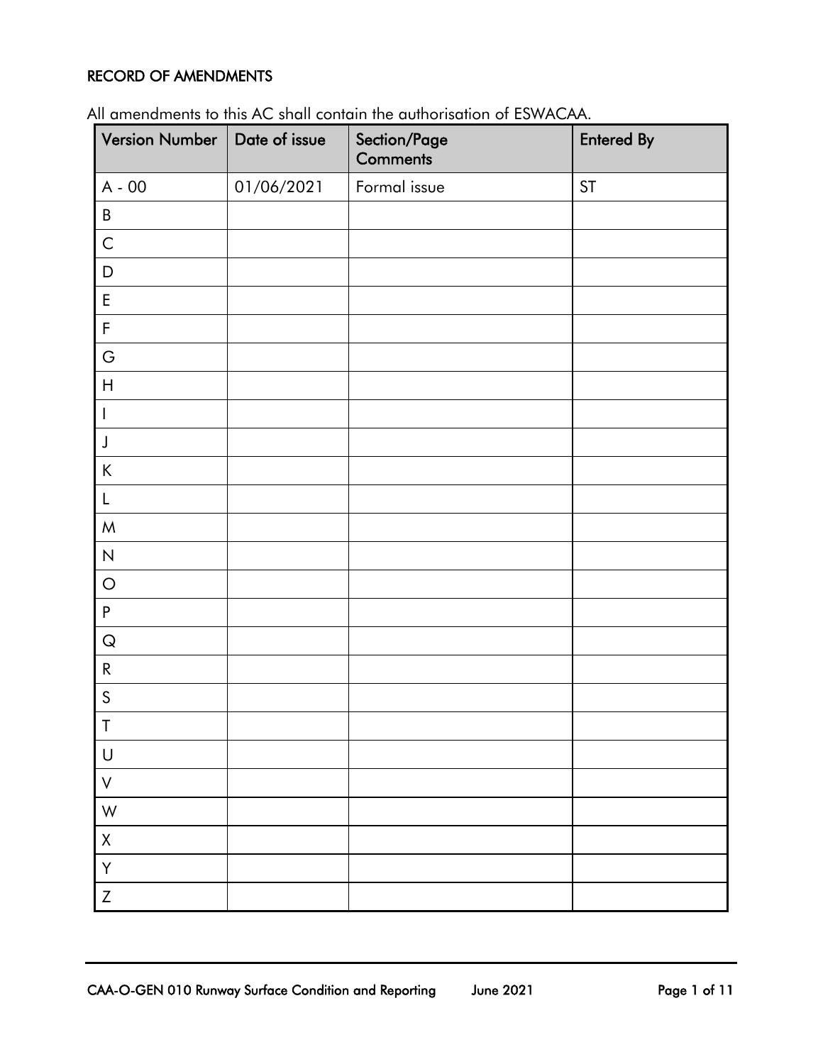## RECORD OF AMENDMENTS

All amendments to this AC shall contain the authorisation of ESWACAA.

| Version Number | Date of issue | Section/Page Comments | Entered By |
|---|---|---|---|
| A - 00 | 01/06/2021 | Formal issue | ST |
| B | | | |
| C | | | |
| D | | | |
| E | | | |
| F | | | |
| G | | | |
| H | | | |
| I | | | |
| J | | | |
| K | | | |
| L | | | |
| M | | | |
| N | | | |
| O | | | |
| P | | | |
| Q | | | |
| R | | | |
| S | | | |
| T | | | |
| U | | | |
| V | | | |
| W | | | |
| X | | | |
| Y | | | |
| Z | | | |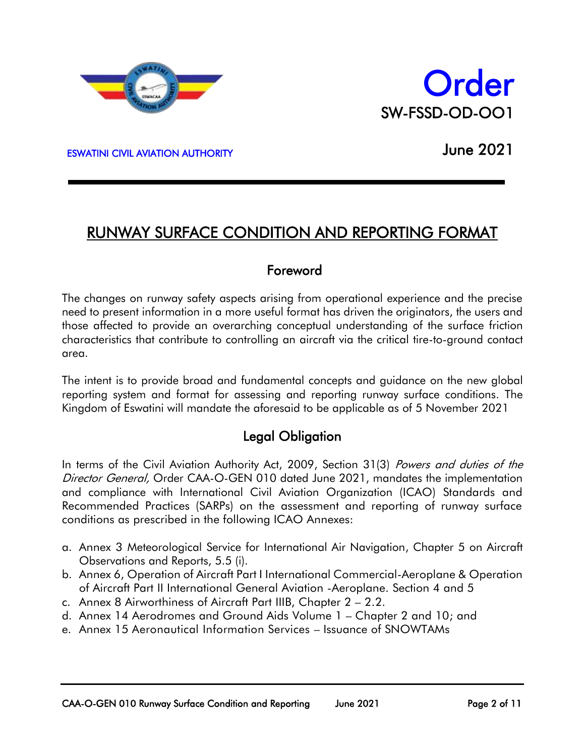Order

SW-FSSD-OD-OO1

ESWATINI CIVIL AVIATION AUTHORITY

June 2021

# RUNWAY SURFACE CONDITION AND REPORTING FORMAT

## Foreword

The changes on runway safety aspects arising from operational experience and the precise need to present information in a more useful format has driven the originators, the users and those affected to provide an overarching conceptual understanding of the surface friction characteristics that contribute to controlling an aircraft via the critical tire-to-ground contact area.

The intent is to provide broad and fundamental concepts and guidance on the new global reporting system and format for assessing and reporting runway surface conditions. The Kingdom of Eswatini will mandate the aforesaid to be applicable as of 5 November 2021

## Legal Obligation

In terms of the Civil Aviation Authority Act, 2009, Section 31(3) *Powers and duties of the Director General,* Order CAA-O-GEN 010 dated June 2021, mandates the implementation and compliance with International Civil Aviation Organization (ICAO) Standards and Recommended Practices (SARPs) on the assessment and reporting of runway surface conditions as prescribed in the following ICAO Annexes:

a. Annex 3 Meteorological Service for International Air Navigation, Chapter 5 on Aircraft Observations and Reports, 5.5 (i).
b. Annex 6, Operation of Aircraft Part I International Commercial-Aeroplane & Operation of Aircraft Part II International General Aviation -Aeroplane. Section 4 and 5
c. Annex 8 Airworthiness of Aircraft Part IIIB, Chapter 2 – 2.2.
d. Annex 14 Aerodromes and Ground Aids Volume 1 – Chapter 2 and 10; and
e. Annex 15 Aeronautical Information Services – Issuance of SNOWTAMs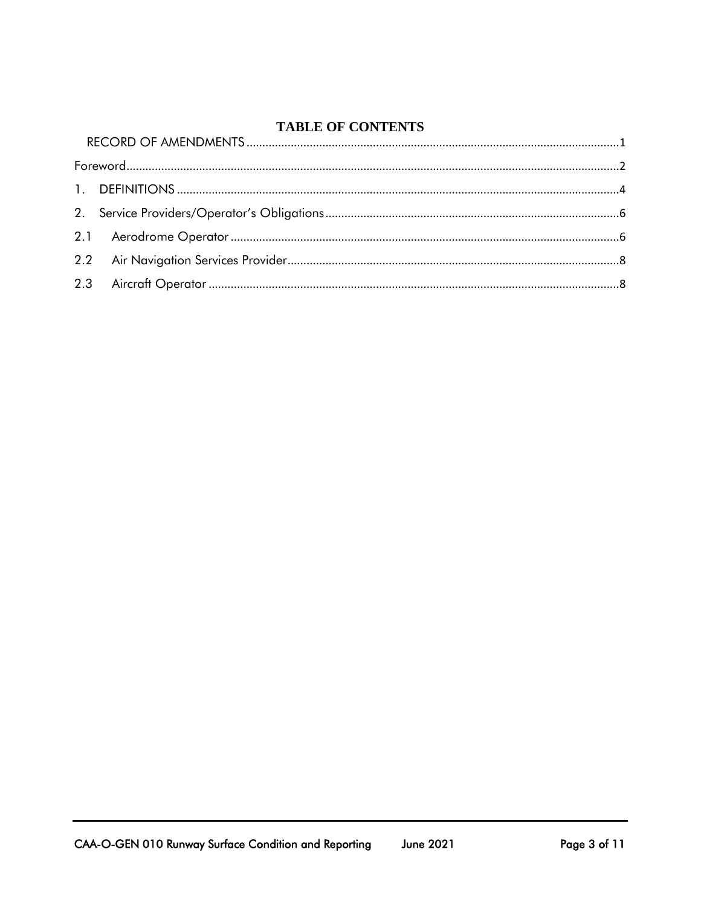# TABLE OF CONTENTS

RECORD OF AMENDMENTS .......... 1

Foreword .......... 2

1. DEFINITIONS .......... 4

2. Service Providers/Operator's Obligations .......... 6

2.1 Aerodrome Operator .......... 6

2.2 Air Navigation Services Provider .......... 8

2.3 Aircraft Operator .......... 8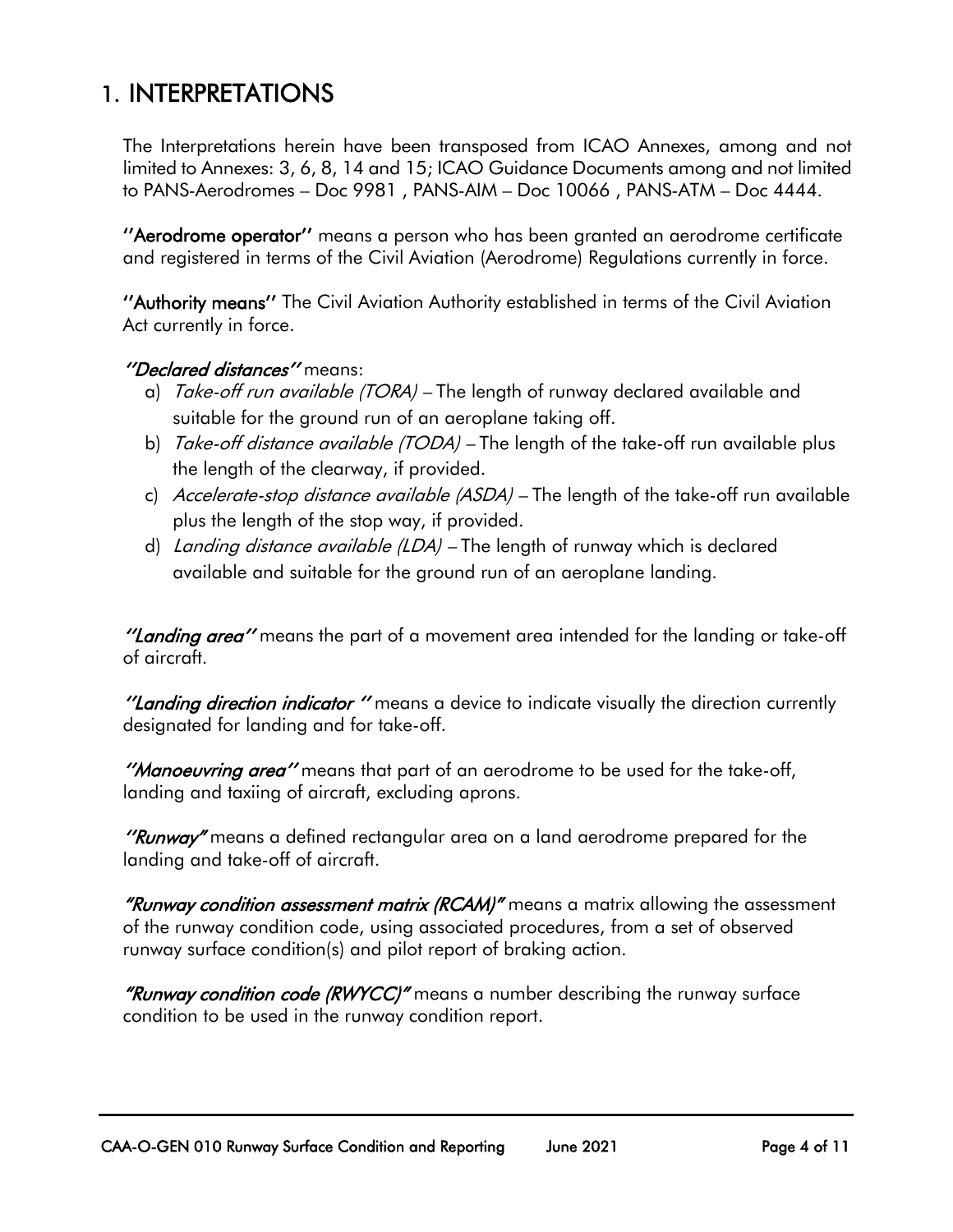# 1. INTERPRETATIONS

The Interpretations herein have been transposed from ICAO Annexes, among and not limited to Annexes: 3, 6, 8, 14 and 15; ICAO Guidance Documents among and not limited to PANS-Aerodromes – Doc 9981 , PANS-AIM – Doc 10066 , PANS-ATM – Doc 4444.

**''Aerodrome operator''** means a person who has been granted an aerodrome certificate and registered in terms of the Civil Aviation (Aerodrome) Regulations currently in force.

**''Authority means''** The Civil Aviation Authority established in terms of the Civil Aviation Act currently in force.

***''Declared distances''*** means:

a) *Take-off run available (TORA)* – The length of runway declared available and suitable for the ground run of an aeroplane taking off.
b) *Take-off distance available (TODA)* – The length of the take-off run available plus the length of the clearway, if provided.
c) *Accelerate-stop distance available (ASDA)* – The length of the take-off run available plus the length of the stop way, if provided.
d) *Landing distance available (LDA)* – The length of runway which is declared available and suitable for the ground run of an aeroplane landing.

***''Landing area''*** means the part of a movement area intended for the landing or take-off of aircraft.

***''Landing direction indicator ''*** means a device to indicate visually the direction currently designated for landing and for take-off.

***''Manoeuvring area''*** means that part of an aerodrome to be used for the take-off, landing and taxiing of aircraft, excluding aprons.

***''Runway"*** means a defined rectangular area on a land aerodrome prepared for the landing and take-off of aircraft.

***"Runway condition assessment matrix (RCAM)"*** means a matrix allowing the assessment of the runway condition code, using associated procedures, from a set of observed runway surface condition(s) and pilot report of braking action.

***"Runway condition code (RWYCC)"*** means a number describing the runway surface condition to be used in the runway condition report.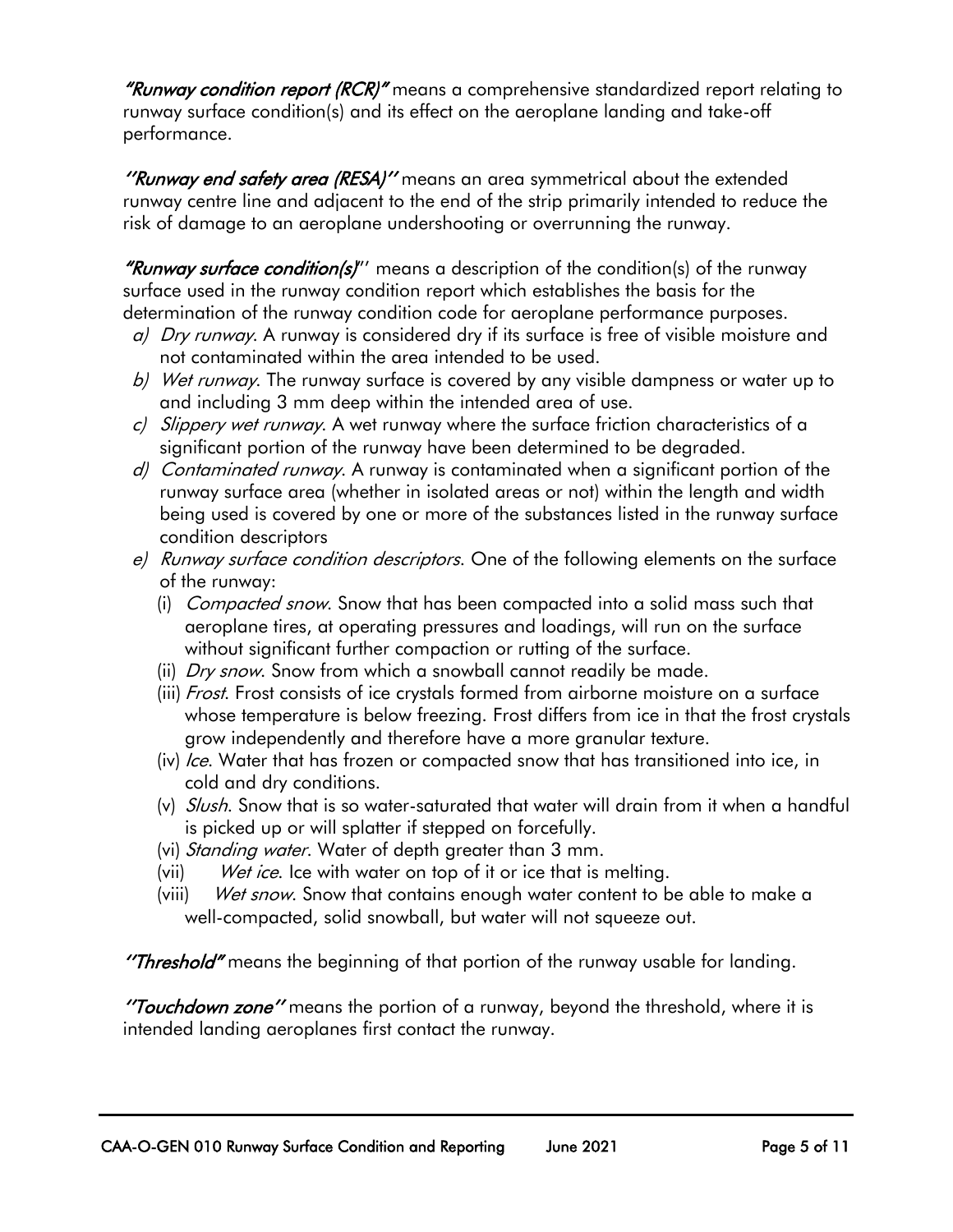***"Runway condition report (RCR)"*** means a comprehensive standardized report relating to runway surface condition(s) and its effect on the aeroplane landing and take-off performance.

***''Runway end safety area (RESA)''*** means an area symmetrical about the extended runway centre line and adjacent to the end of the strip primarily intended to reduce the risk of damage to an aeroplane undershooting or overrunning the runway.

***"Runway surface condition(s)"*** means a description of the condition(s) of the runway surface used in the runway condition report which establishes the basis for the determination of the runway condition code for aeroplane performance purposes.

- a) *Dry runway*. A runway is considered dry if its surface is free of visible moisture and not contaminated within the area intended to be used.
- b) *Wet runway*. The runway surface is covered by any visible dampness or water up to and including 3 mm deep within the intended area of use.
- c) *Slippery wet runway*. A wet runway where the surface friction characteristics of a significant portion of the runway have been determined to be degraded.
- d) *Contaminated runway*. A runway is contaminated when a significant portion of the runway surface area (whether in isolated areas or not) within the length and width being used is covered by one or more of the substances listed in the runway surface condition descriptors
- e) *Runway surface condition descriptors*. One of the following elements on the surface of the runway:
  - (i) *Compacted snow*. Snow that has been compacted into a solid mass such that aeroplane tires, at operating pressures and loadings, will run on the surface without significant further compaction or rutting of the surface.
  - (ii) *Dry snow*. Snow from which a snowball cannot readily be made.
  - (iii) *Frost*. Frost consists of ice crystals formed from airborne moisture on a surface whose temperature is below freezing. Frost differs from ice in that the frost crystals grow independently and therefore have a more granular texture.
  - (iv) *Ice*. Water that has frozen or compacted snow that has transitioned into ice, in cold and dry conditions.
  - (v) *Slush*. Snow that is so water-saturated that water will drain from it when a handful is picked up or will splatter if stepped on forcefully.
  - (vi) *Standing water*. Water of depth greater than 3 mm.
  - (vii) *Wet ice*. Ice with water on top of it or ice that is melting.
  - (viii) *Wet snow*. Snow that contains enough water content to be able to make a well-compacted, solid snowball, but water will not squeeze out.

***''Threshold"*** means the beginning of that portion of the runway usable for landing.

***''Touchdown zone''*** means the portion of a runway, beyond the threshold, where it is intended landing aeroplanes first contact the runway.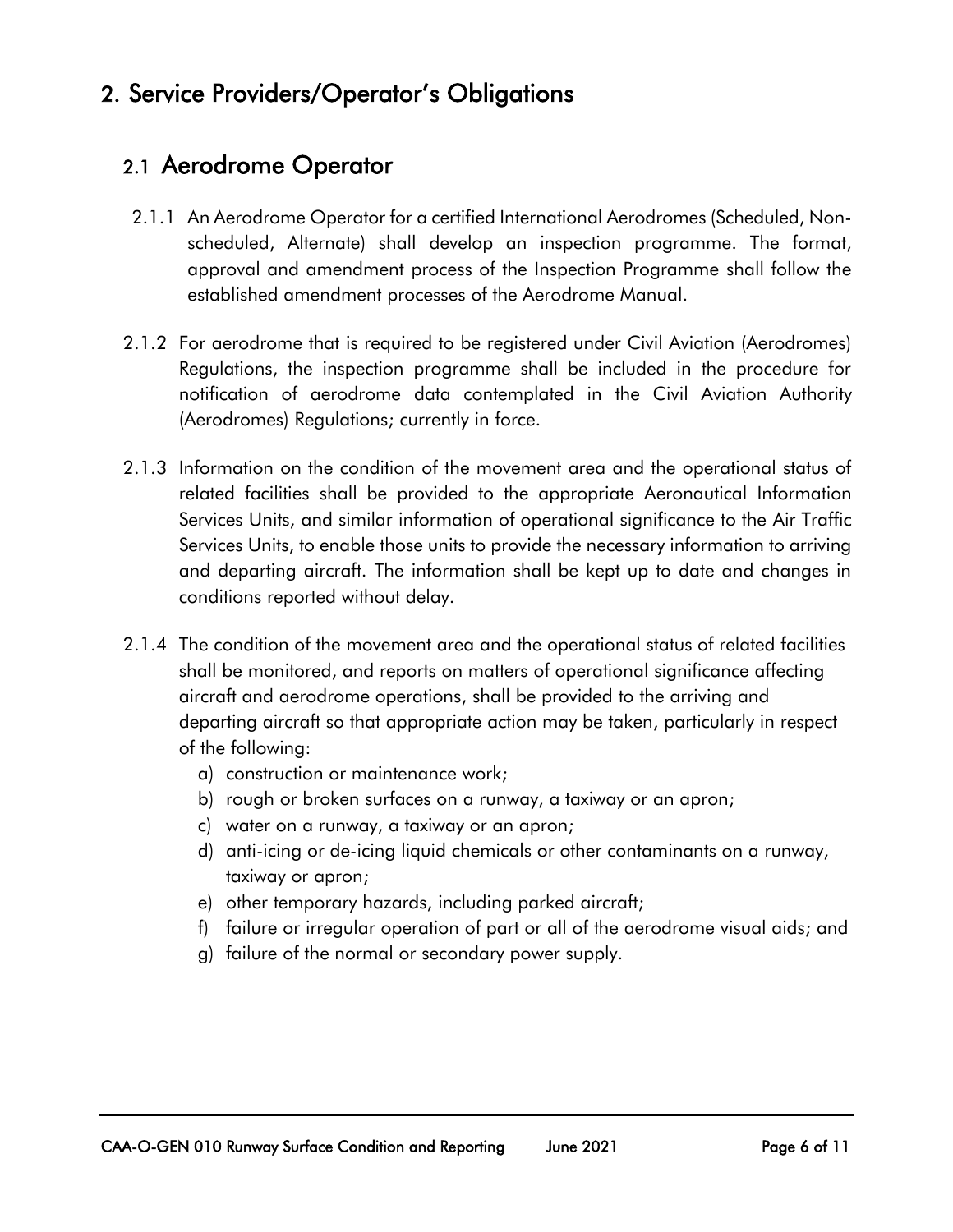# 2. Service Providers/Operator's Obligations

## 2.1 Aerodrome Operator

2.1.1 An Aerodrome Operator for a certified International Aerodromes (Scheduled, Non-scheduled, Alternate) shall develop an inspection programme. The format, approval and amendment process of the Inspection Programme shall follow the established amendment processes of the Aerodrome Manual.

2.1.2 For aerodrome that is required to be registered under Civil Aviation (Aerodromes) Regulations, the inspection programme shall be included in the procedure for notification of aerodrome data contemplated in the Civil Aviation Authority (Aerodromes) Regulations; currently in force.

2.1.3 Information on the condition of the movement area and the operational status of related facilities shall be provided to the appropriate Aeronautical Information Services Units, and similar information of operational significance to the Air Traffic Services Units, to enable those units to provide the necessary information to arriving and departing aircraft. The information shall be kept up to date and changes in conditions reported without delay.

2.1.4 The condition of the movement area and the operational status of related facilities shall be monitored, and reports on matters of operational significance affecting aircraft and aerodrome operations, shall be provided to the arriving and departing aircraft so that appropriate action may be taken, particularly in respect of the following:

a) construction or maintenance work;
b) rough or broken surfaces on a runway, a taxiway or an apron;
c) water on a runway, a taxiway or an apron;
d) anti-icing or de-icing liquid chemicals or other contaminants on a runway, taxiway or apron;
e) other temporary hazards, including parked aircraft;
f) failure or irregular operation of part or all of the aerodrome visual aids; and
g) failure of the normal or secondary power supply.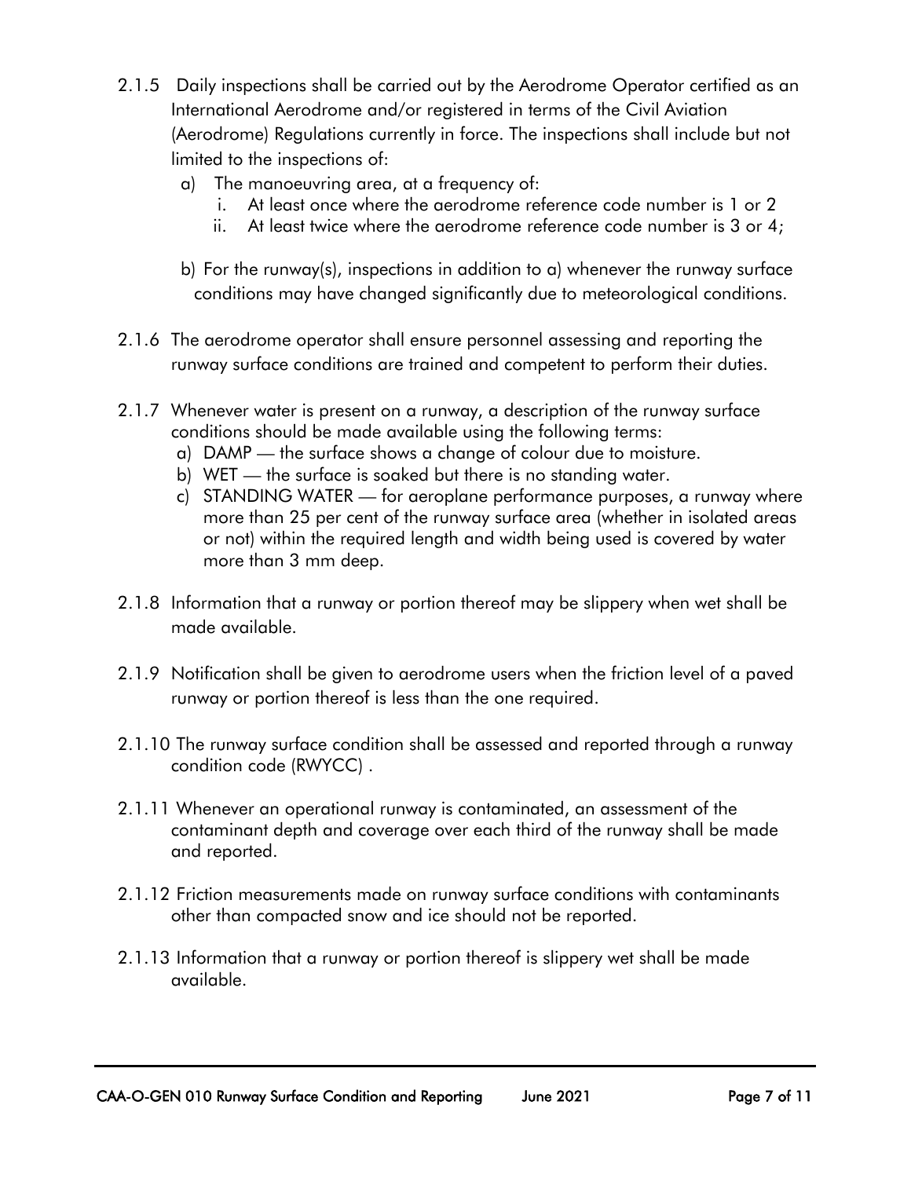2.1.5 Daily inspections shall be carried out by the Aerodrome Operator certified as an International Aerodrome and/or registered in terms of the Civil Aviation (Aerodrome) Regulations currently in force. The inspections shall include but not limited to the inspections of:

a) The manoeuvring area, at a frequency of:
   i. At least once where the aerodrome reference code number is 1 or 2
   ii. At least twice where the aerodrome reference code number is 3 or 4;

b) For the runway(s), inspections in addition to a) whenever the runway surface conditions may have changed significantly due to meteorological conditions.

2.1.6 The aerodrome operator shall ensure personnel assessing and reporting the runway surface conditions are trained and competent to perform their duties.

2.1.7 Whenever water is present on a runway, a description of the runway surface conditions should be made available using the following terms:

a) DAMP — the surface shows a change of colour due to moisture.
b) WET — the surface is soaked but there is no standing water.
c) STANDING WATER — for aeroplane performance purposes, a runway where more than 25 per cent of the runway surface area (whether in isolated areas or not) within the required length and width being used is covered by water more than 3 mm deep.

2.1.8 Information that a runway or portion thereof may be slippery when wet shall be made available.

2.1.9 Notification shall be given to aerodrome users when the friction level of a paved runway or portion thereof is less than the one required.

2.1.10 The runway surface condition shall be assessed and reported through a runway condition code (RWYCC) .

2.1.11 Whenever an operational runway is contaminated, an assessment of the contaminant depth and coverage over each third of the runway shall be made and reported.

2.1.12 Friction measurements made on runway surface conditions with contaminants other than compacted snow and ice should not be reported.

2.1.13 Information that a runway or portion thereof is slippery wet shall be made available.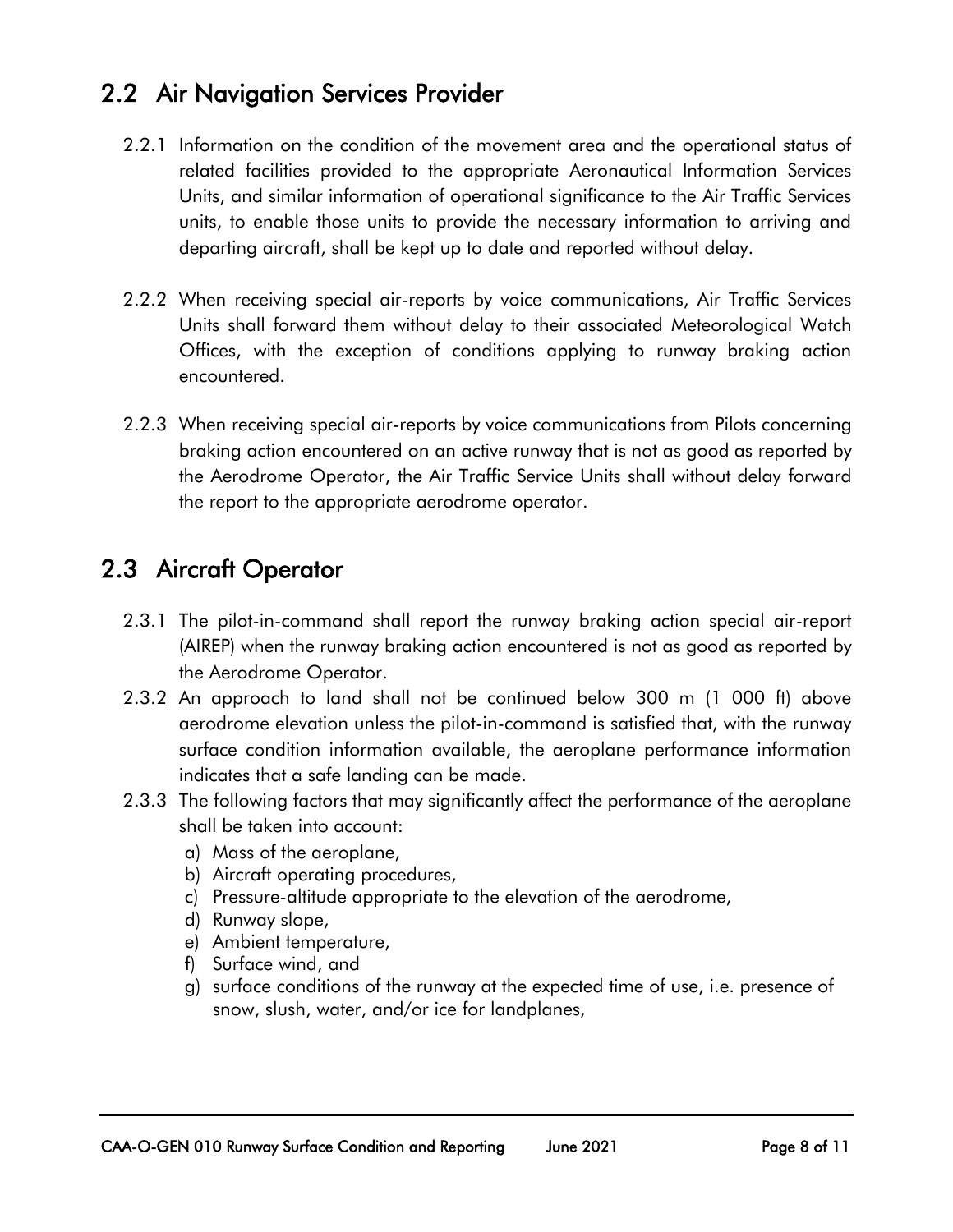## 2.2 Air Navigation Services Provider

2.2.1 Information on the condition of the movement area and the operational status of related facilities provided to the appropriate Aeronautical Information Services Units, and similar information of operational significance to the Air Traffic Services units, to enable those units to provide the necessary information to arriving and departing aircraft, shall be kept up to date and reported without delay.

2.2.2 When receiving special air-reports by voice communications, Air Traffic Services Units shall forward them without delay to their associated Meteorological Watch Offices, with the exception of conditions applying to runway braking action encountered.

2.2.3 When receiving special air-reports by voice communications from Pilots concerning braking action encountered on an active runway that is not as good as reported by the Aerodrome Operator, the Air Traffic Service Units shall without delay forward the report to the appropriate aerodrome operator.

## 2.3 Aircraft Operator

2.3.1 The pilot-in-command shall report the runway braking action special air-report (AIREP) when the runway braking action encountered is not as good as reported by the Aerodrome Operator.

2.3.2 An approach to land shall not be continued below 300 m (1 000 ft) above aerodrome elevation unless the pilot-in-command is satisfied that, with the runway surface condition information available, the aeroplane performance information indicates that a safe landing can be made.

2.3.3 The following factors that may significantly affect the performance of the aeroplane shall be taken into account:

a) Mass of the aeroplane,
b) Aircraft operating procedures,
c) Pressure-altitude appropriate to the elevation of the aerodrome,
d) Runway slope,
e) Ambient temperature,
f) Surface wind, and
g) surface conditions of the runway at the expected time of use, i.e. presence of snow, slush, water, and/or ice for landplanes,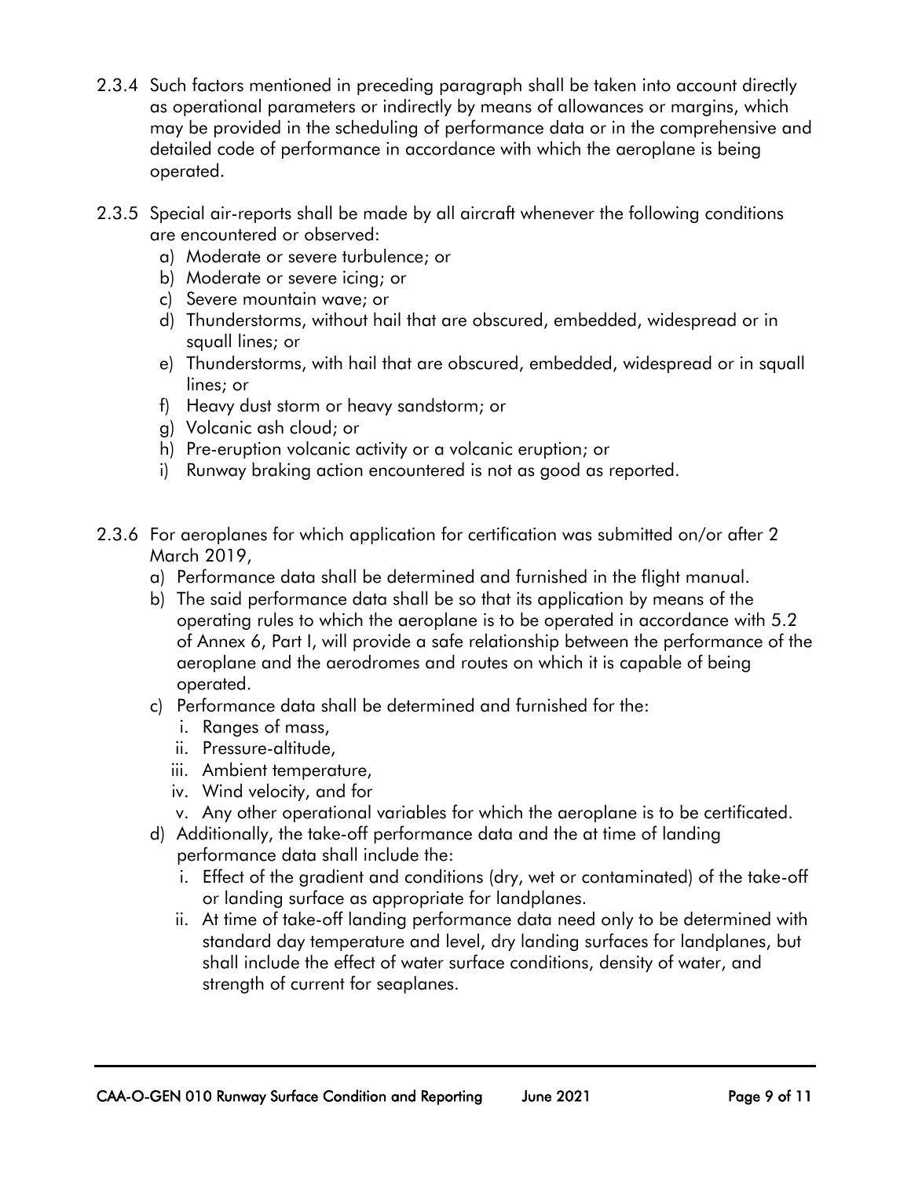2.3.4 Such factors mentioned in preceding paragraph shall be taken into account directly as operational parameters or indirectly by means of allowances or margins, which may be provided in the scheduling of performance data or in the comprehensive and detailed code of performance in accordance with which the aeroplane is being operated.

2.3.5 Special air-reports shall be made by all aircraft whenever the following conditions are encountered or observed:

a) Moderate or severe turbulence; or
b) Moderate or severe icing; or
c) Severe mountain wave; or
d) Thunderstorms, without hail that are obscured, embedded, widespread or in squall lines; or
e) Thunderstorms, with hail that are obscured, embedded, widespread or in squall lines; or
f) Heavy dust storm or heavy sandstorm; or
g) Volcanic ash cloud; or
h) Pre-eruption volcanic activity or a volcanic eruption; or
i) Runway braking action encountered is not as good as reported.

2.3.6 For aeroplanes for which application for certification was submitted on/or after 2 March 2019,

a) Performance data shall be determined and furnished in the flight manual.
b) The said performance data shall be so that its application by means of the operating rules to which the aeroplane is to be operated in accordance with 5.2 of Annex 6, Part I, will provide a safe relationship between the performance of the aeroplane and the aerodromes and routes on which it is capable of being operated.
c) Performance data shall be determined and furnished for the:
   i. Ranges of mass,
   ii. Pressure-altitude,
   iii. Ambient temperature,
   iv. Wind velocity, and for
   v. Any other operational variables for which the aeroplane is to be certificated.
d) Additionally, the take-off performance data and the at time of landing performance data shall include the:
   i. Effect of the gradient and conditions (dry, wet or contaminated) of the take-off or landing surface as appropriate for landplanes.
   ii. At time of take-off landing performance data need only to be determined with standard day temperature and level, dry landing surfaces for landplanes, but shall include the effect of water surface conditions, density of water, and strength of current for seaplanes.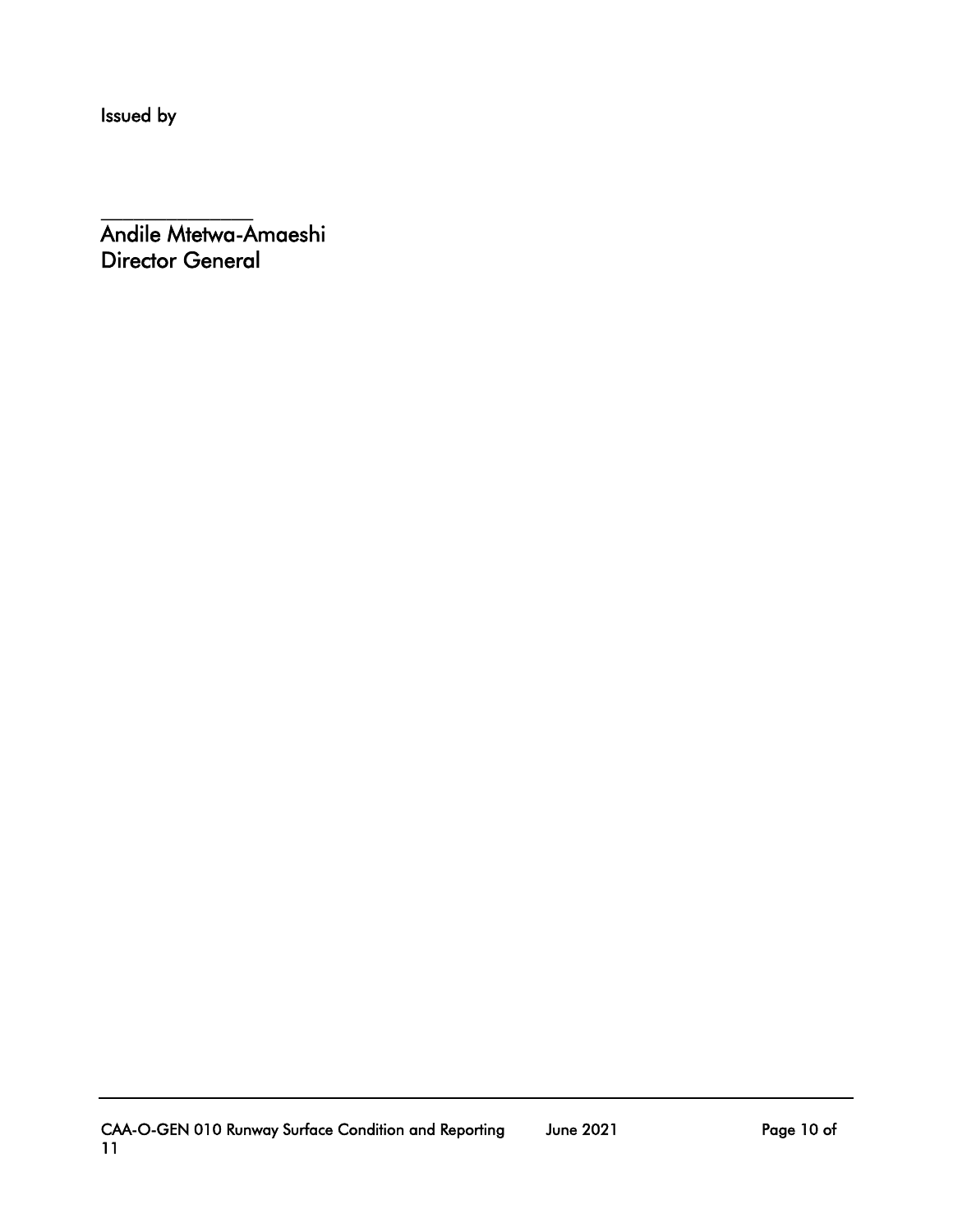Issued by

\_\_\_\_\_\_\_\_\_\_\_\_\_\_\_\_
Andile Mtetwa-Amaeshi
Director General